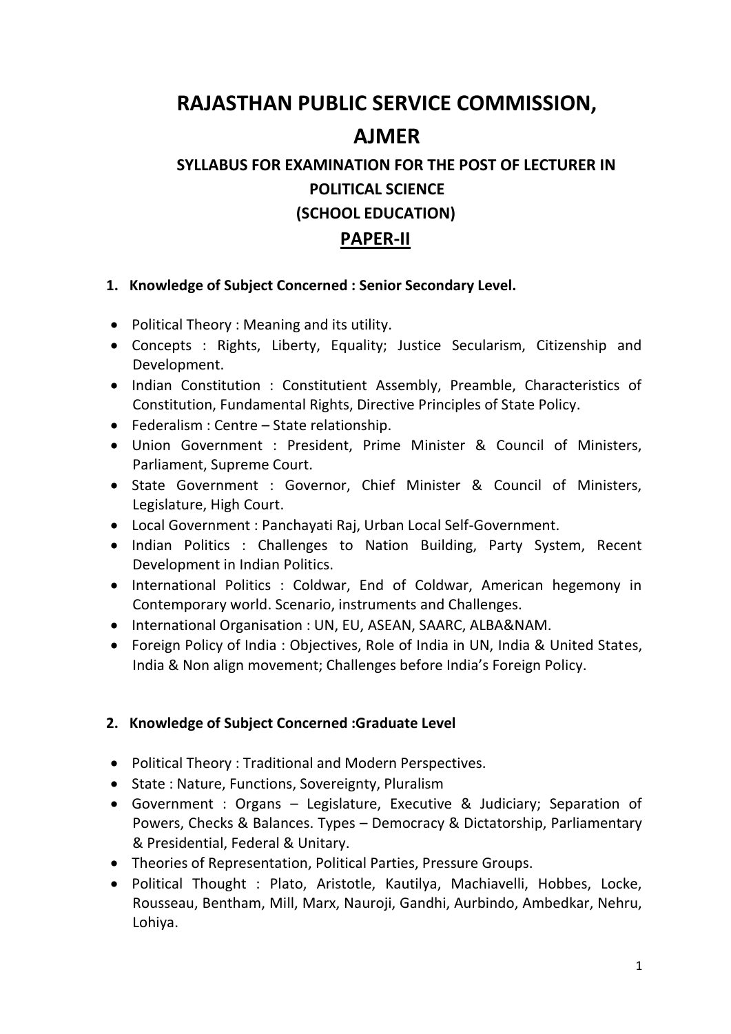# RAJASTHAN PUBLIC SERVICE COMMISSION, AJMER

## SYLLABUS FOR EXAMINATION FOR THE POST OF LECTURER IN POLITICAL SCIENCE (SCHOOL EDUCATION)

## PAPER-II

**1. Knowledge of Subject Concerned : Senior Secondary Level.**

- Political Theory : Meaning and its utility.
- Concepts : Rights, Liberty, Equality; Justice Secularism, Citizenship and Development.
- Indian Constitution : Constitutient Assembly, Preamble, Characteristics of Constitution, Fundamental Rights, Directive Principles of State Policy.
- Federalism : Centre – State relationship.
- Union Government : President, Prime Minister & Council of Ministers, Parliament, Supreme Court.
- State Government : Governor, Chief Minister & Council of Ministers, Legislature, High Court.
- Local Government : Panchayati Raj, Urban Local Self-Government.
- Indian Politics : Challenges to Nation Building, Party System, Recent Development in Indian Politics.
- International Politics : Coldwar, End of Coldwar, American hegemony in Contemporary world. Scenario, instruments and Challenges.
- International Organisation : UN, EU, ASEAN, SAARC, ALBA&NAM.
- Foreign Policy of India : Objectives, Role of India in UN, India & United States, India & Non align movement; Challenges before India's Foreign Policy.

**2. Knowledge of Subject Concerned :Graduate Level**

- Political Theory : Traditional and Modern Perspectives.
- State : Nature, Functions, Sovereignty, Pluralism
- Government : Organs – Legislature, Executive & Judiciary; Separation of Powers, Checks & Balances. Types – Democracy & Dictatorship, Parliamentary & Presidential, Federal & Unitary.
- Theories of Representation, Political Parties, Pressure Groups.
- Political Thought : Plato, Aristotle, Kautilya, Machiavelli, Hobbes, Locke, Rousseau, Bentham, Mill, Marx, Nauroji, Gandhi, Aurbindo, Ambedkar, Nehru, Lohiya.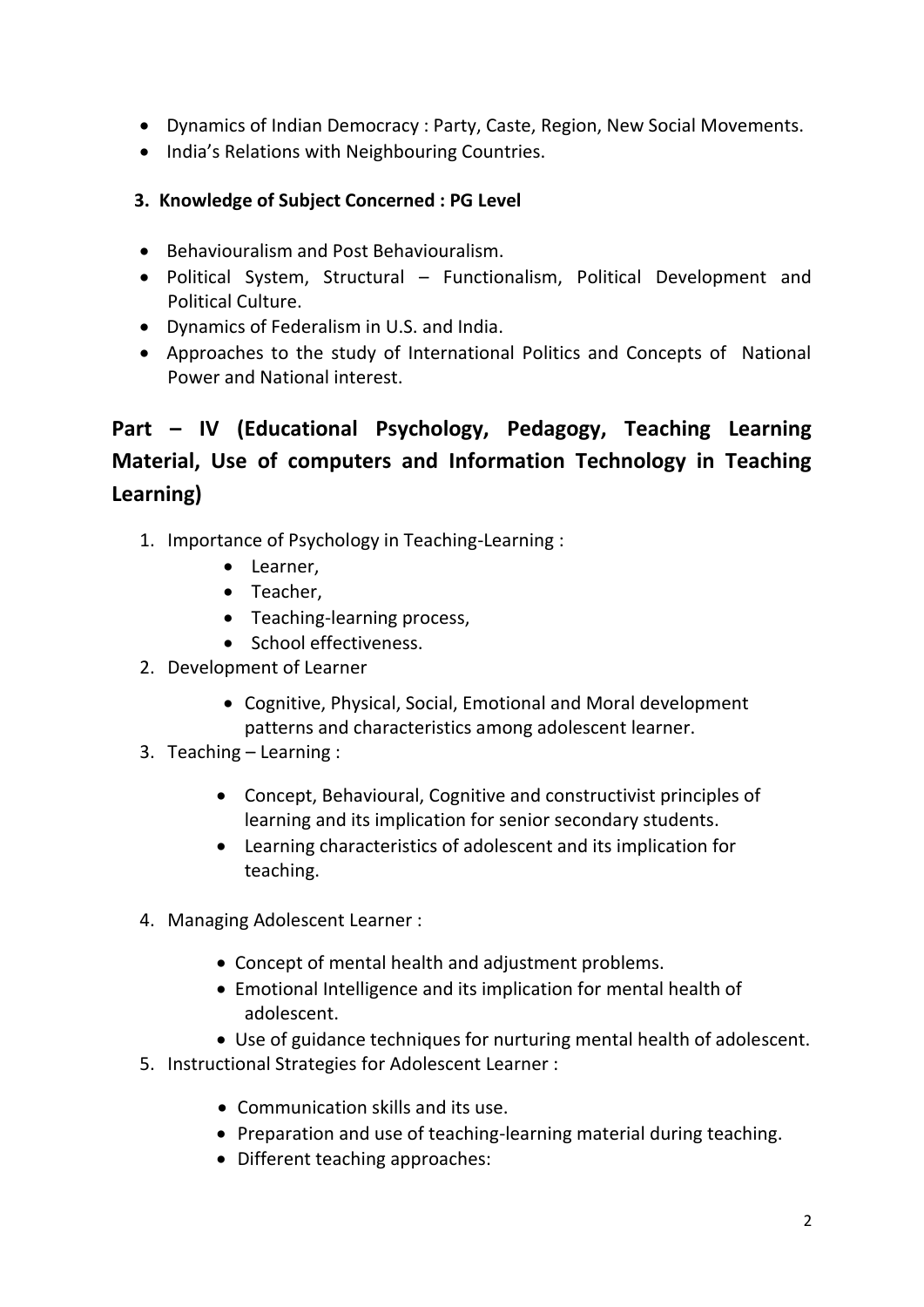- Dynamics of Indian Democracy : Party, Caste, Region, New Social Movements.
- India's Relations with Neighbouring Countries.

**3. Knowledge of Subject Concerned : PG Level**

- Behaviouralism and Post Behaviouralism.
- Political System, Structural – Functionalism, Political Development and Political Culture.
- Dynamics of Federalism in U.S. and India.
- Approaches to the study of International Politics and Concepts of National Power and National interest.

## Part – IV (Educational Psychology, Pedagogy, Teaching Learning Material, Use of computers and Information Technology in Teaching Learning)

1. Importance of Psychology in Teaching-Learning :
   - Learner,
   - Teacher,
   - Teaching-learning process,
   - School effectiveness.
2. Development of Learner
   - Cognitive, Physical, Social, Emotional and Moral development patterns and characteristics among adolescent learner.
3. Teaching – Learning :
   - Concept, Behavioural, Cognitive and constructivist principles of learning and its implication for senior secondary students.
   - Learning characteristics of adolescent and its implication for teaching.
4. Managing Adolescent Learner :
   - Concept of mental health and adjustment problems.
   - Emotional Intelligence and its implication for mental health of adolescent.
   - Use of guidance techniques for nurturing mental health of adolescent.
5. Instructional Strategies for Adolescent Learner :
   - Communication skills and its use.
   - Preparation and use of teaching-learning material during teaching.
   - Different teaching approaches: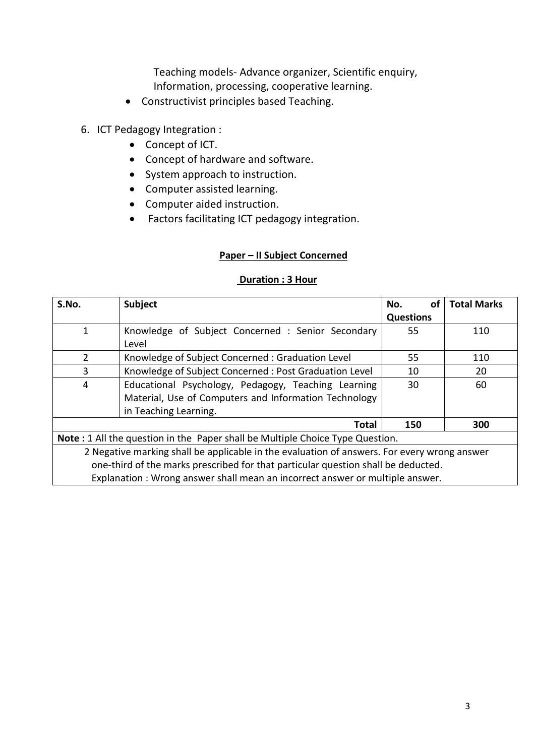Teaching models- Advance organizer, Scientific enquiry, Information, processing, cooperative learning.

- Constructivist principles based Teaching.

6. ICT Pedagogy Integration :
   - Concept of ICT.
   - Concept of hardware and software.
   - System approach to instruction.
   - Computer assisted learning.
   - Computer aided instruction.
   - Factors facilitating ICT pedagogy integration.

## Paper – II Subject Concerned

**Duration : 3 Hour**

| S.No. | Subject | No. of Questions | Total Marks |
|---|---|---|---|
| 1 | Knowledge of Subject Concerned : Senior Secondary Level | 55 | 110 |
| 2 | Knowledge of Subject Concerned : Graduation Level | 55 | 110 |
| 3 | Knowledge of Subject Concerned : Post Graduation Level | 10 | 20 |
| 4 | Educational Psychology, Pedagogy, Teaching Learning Material, Use of Computers and Information Technology in Teaching Learning. | 30 | 60 |
| | **Total** | **150** | **300** |

**Note :** 1 All the question in the Paper shall be Multiple Choice Type Question.

2 Negative marking shall be applicable in the evaluation of answers. For every wrong answer one-third of the marks prescribed for that particular question shall be deducted.
Explanation : Wrong answer shall mean an incorrect answer or multiple answer.